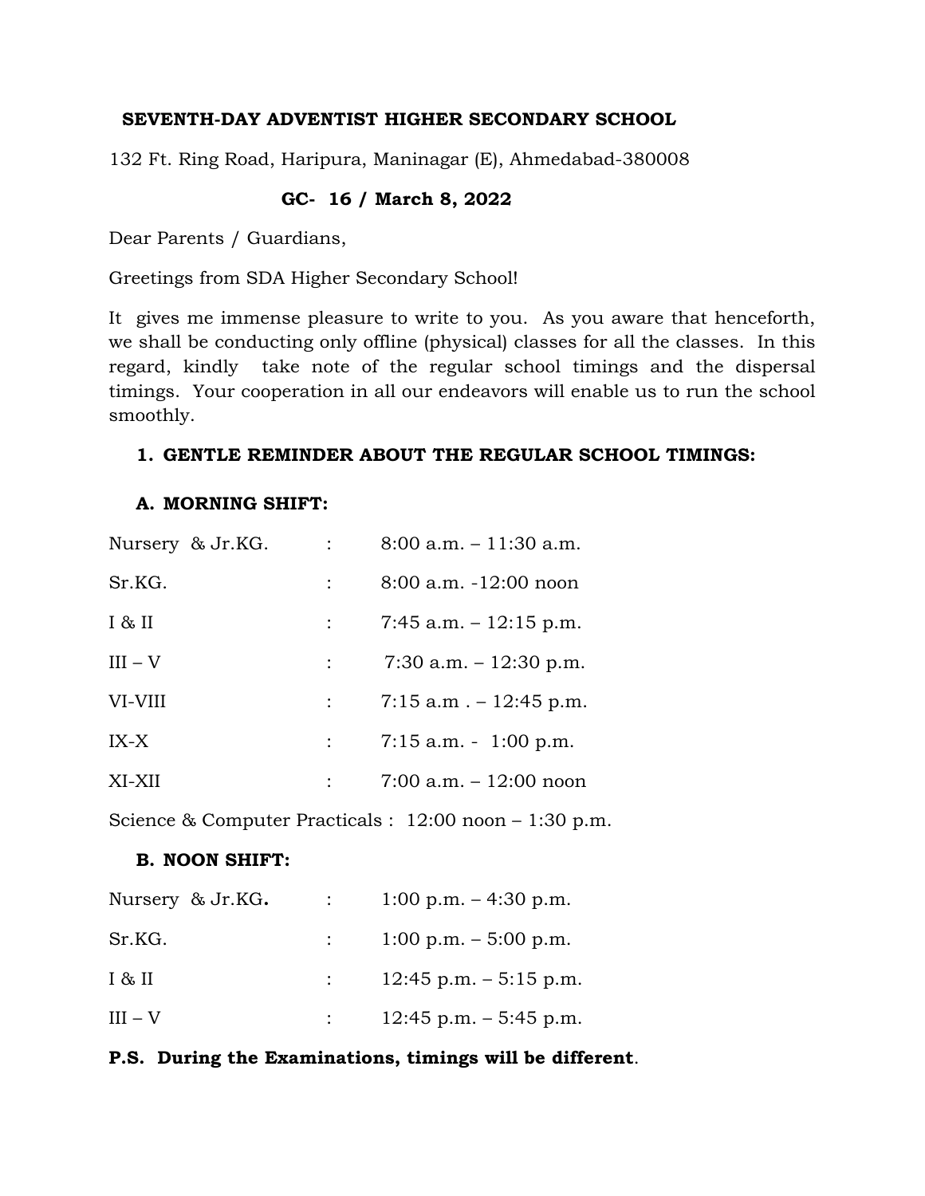**SEVENTH-DAY ADVENTIST HIGHER SECONDARY SCHOOL**

132 Ft. Ring Road, Haripura, Maninagar (E), Ahmedabad-380008

**GC- 16 / March 8, 2022**

Dear Parents / Guardians,

Greetings from SDA Higher Secondary School!

It gives me immense pleasure to write to you. As you aware that henceforth, we shall be conducting only offline (physical) classes for all the classes. In this regard, kindly take note of the regular school timings and the dispersal timings. Your cooperation in all our endeavors will enable us to run the school smoothly.

**1. GENTLE REMINDER ABOUT THE REGULAR SCHOOL TIMINGS:**

**A. MORNING SHIFT:**

| | | |
|---|---|---|
| Nursery & Jr.KG. | : | 8:00 a.m. – 11:30 a.m. |
| Sr.KG. | : | 8:00 a.m. -12:00 noon |
| I & II | : | 7:45 a.m. – 12:15 p.m. |
| III – V | : | 7:30 a.m. – 12:30 p.m. |
| VI-VIII | : | 7:15 a.m . – 12:45 p.m. |
| IX-X | : | 7:15 a.m. - 1:00 p.m. |
| XI-XII | : | 7:00 a.m. – 12:00 noon |

Science & Computer Practicals : 12:00 noon – 1:30 p.m.

**B. NOON SHIFT:**

| | | |
|---|---|---|
| Nursery & Jr.KG. | : | 1:00 p.m. – 4:30 p.m. |
| Sr.KG. | : | 1:00 p.m. – 5:00 p.m. |
| I & II | : | 12:45 p.m. – 5:15 p.m. |
| III – V | : | 12:45 p.m. – 5:45 p.m. |

**P.S. During the Examinations, timings will be different**.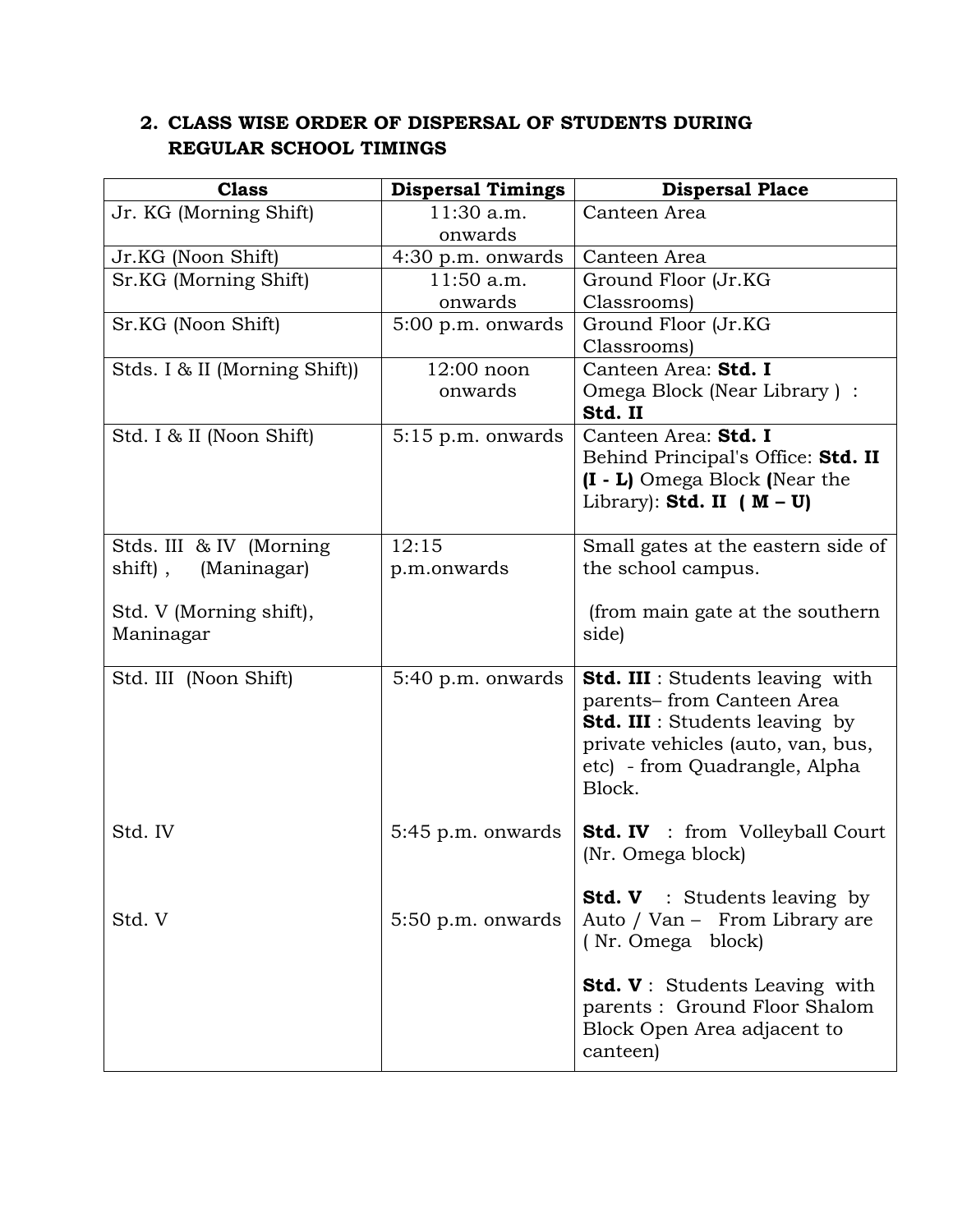## 2. CLASS WISE ORDER OF DISPERSAL OF STUDENTS DURING REGULAR SCHOOL TIMINGS

| Class | Dispersal Timings | Dispersal Place |
|---|---|---|
| Jr. KG (Morning Shift) | 11:30 a.m. onwards | Canteen Area |
| Jr.KG (Noon Shift) | 4:30 p.m. onwards | Canteen Area |
| Sr.KG (Morning Shift) | 11:50 a.m. onwards | Ground Floor (Jr.KG Classrooms) |
| Sr.KG (Noon Shift) | 5:00 p.m. onwards | Ground Floor (Jr.KG Classrooms) |
| Stds. I & II (Morning Shift)) | 12:00 noon onwards | Canteen Area: **Std. I**<br>Omega Block (Near Library ) : **Std. II** |
| Std. I & II (Noon Shift) | 5:15 p.m. onwards | Canteen Area: **Std. I**<br>Behind Principal's Office: **Std. II (I - L)** Omega Block **(**Near the Library): **Std. II ( M – U)** |
| Stds. III & IV (Morning shift) , (Maninagar)<br><br>Std. V (Morning shift), Maninagar | 12:15 p.m.onwards | Small gates at the eastern side of the school campus.<br><br>(from main gate at the southern side) |
| Std. III (Noon Shift)<br><br>Std. IV<br><br>Std. V | 5:40 p.m. onwards<br><br>5:45 p.m. onwards<br><br>5:50 p.m. onwards | **Std. III** : Students leaving with parents– from Canteen Area<br>**Std. III** : Students leaving by private vehicles (auto, van, bus, etc) - from Quadrangle, Alpha Block.<br><br>**Std. IV** : from Volleyball Court (Nr. Omega block)<br><br>**Std. V** : Students leaving by Auto / Van – From Library are ( Nr. Omega block)<br><br>**Std. V** : Students Leaving with parents : Ground Floor Shalom Block Open Area adjacent to canteen) |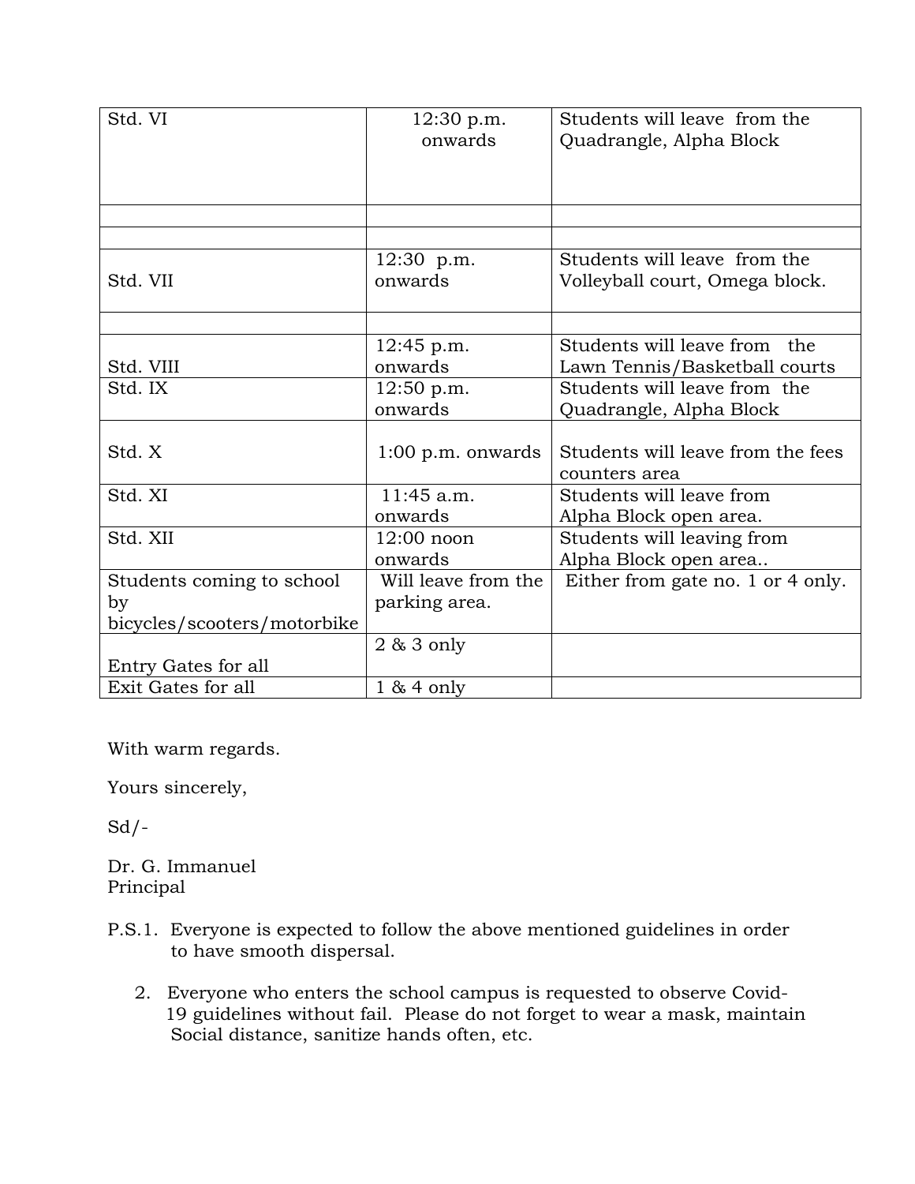| Std. VI | 12:30 p.m. onwards | Students will leave from the Quadrangle, Alpha Block |
|---|---|---|
| | | |
| | | |
| Std. VII | 12:30 p.m. onwards | Students will leave from the Volleyball court, Omega block. |
| | | |
| Std. VIII | 12:45 p.m. onwards | Students will leave from the Lawn Tennis/Basketball courts |
| Std. IX | 12:50 p.m. onwards | Students will leave from the Quadrangle, Alpha Block |
| Std. X | 1:00 p.m. onwards | Students will leave from the fees counters area |
| Std. XI | 11:45 a.m. onwards | Students will leave from Alpha Block open area. |
| Std. XII | 12:00 noon onwards | Students will leaving from Alpha Block open area.. |
| Students coming to school by bicycles/scooters/motorbike | Will leave from the parking area. | Either from gate no. 1 or 4 only. |
| Entry Gates for all | 2 & 3 only | |
| Exit Gates for all | 1 & 4 only | |

With warm regards.

Yours sincerely,

Sd/-

Dr. G. Immanuel
Principal

P.S.1. Everyone is expected to follow the above mentioned guidelines in order to have smooth dispersal.

2. Everyone who enters the school campus is requested to observe Covid-19 guidelines without fail. Please do not forget to wear a mask, maintain Social distance, sanitize hands often, etc.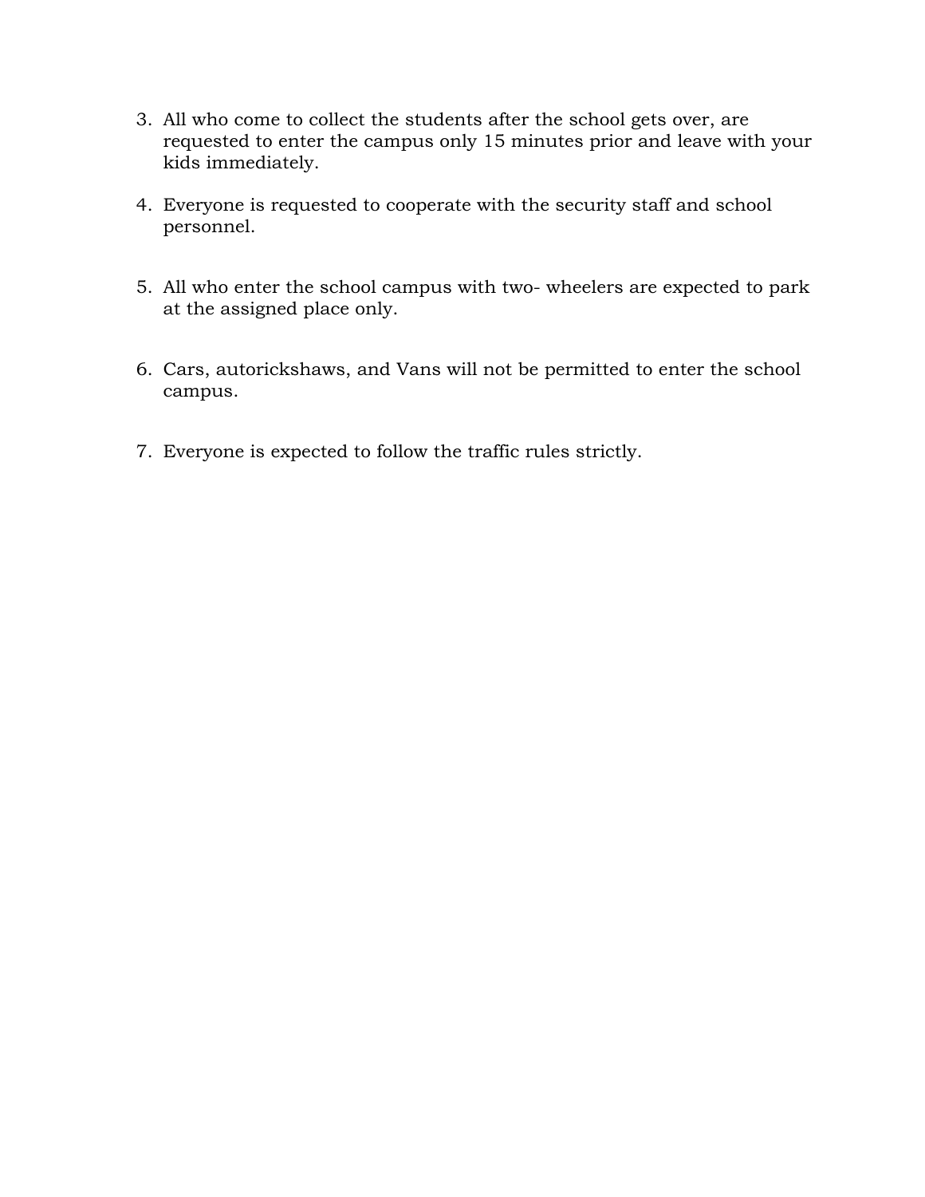3. All who come to collect the students after the school gets over, are requested to enter the campus only 15 minutes prior and leave with your kids immediately.

4. Everyone is requested to cooperate with the security staff and school personnel.

5. All who enter the school campus with two- wheelers are expected to park at the assigned place only.

6. Cars, autorickshaws, and Vans will not be permitted to enter the school campus.

7. Everyone is expected to follow the traffic rules strictly.